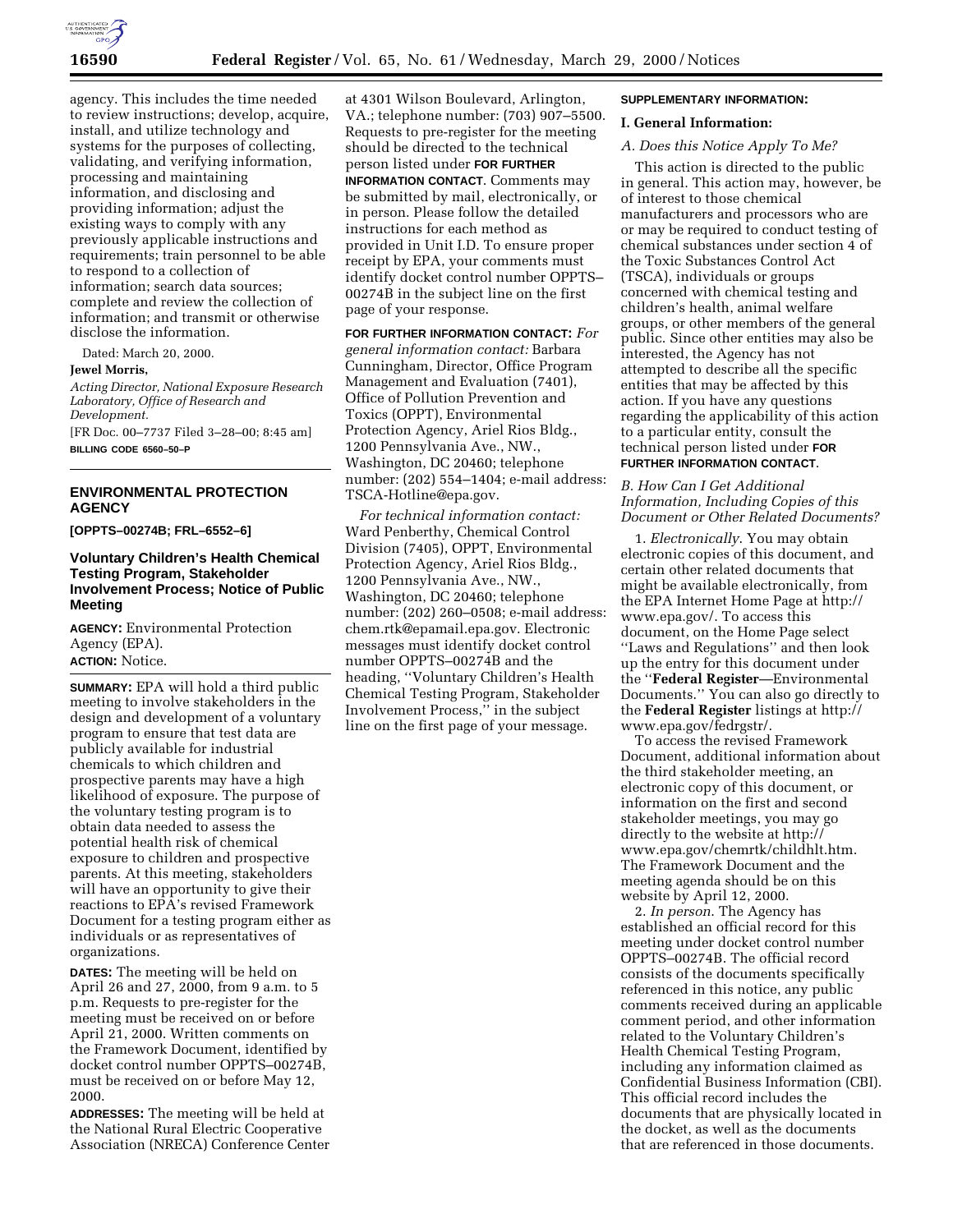agency. This includes the time needed to review instructions; develop, acquire, install, and utilize technology and systems for the purposes of collecting, validating, and verifying information, processing and maintaining information, and disclosing and providing information; adjust the existing ways to comply with any previously applicable instructions and requirements; train personnel to be able to respond to a collection of information; search data sources; complete and review the collection of information; and transmit or otherwise disclose the information.

Dated: March 20, 2000.

**Jewel Morris,**

*Acting Director, National Exposure Research Laboratory, Office of Research and Development.*

[FR Doc. 00–7737 Filed 3–28–00; 8:45 am]

**BILLING CODE 6560–50–P**

## ENVIRONMENTAL PROTECTION AGENCY

**[OPPTS–00274B; FRL–6552–6]**

### Voluntary Children's Health Chemical Testing Program, Stakeholder Involvement Process; Notice of Public Meeting

**AGENCY:** Environmental Protection Agency (EPA).

**ACTION:** Notice.

**SUMMARY:** EPA will hold a third public meeting to involve stakeholders in the design and development of a voluntary program to ensure that test data are publicly available for industrial chemicals to which children and prospective parents may have a high likelihood of exposure. The purpose of the voluntary testing program is to obtain data needed to assess the potential health risk of chemical exposure to children and prospective parents. At this meeting, stakeholders will have an opportunity to give their reactions to EPA's revised Framework Document for a testing program either as individuals or as representatives of organizations.

**DATES:** The meeting will be held on April 26 and 27, 2000, from 9 a.m. to 5 p.m. Requests to pre-register for the meeting must be received on or before April 21, 2000. Written comments on the Framework Document, identified by docket control number OPPTS–00274B, must be received on or before May 12, 2000.

**ADDRESSES:** The meeting will be held at the National Rural Electric Cooperative Association (NRECA) Conference Center at 4301 Wilson Boulevard, Arlington, VA.; telephone number: (703) 907–5500. Requests to pre-register for the meeting should be directed to the technical person listed under **FOR FURTHER INFORMATION CONTACT**. Comments may be submitted by mail, electronically, or in person. Please follow the detailed instructions for each method as provided in Unit I.D. To ensure proper receipt by EPA, your comments must identify docket control number OPPTS–00274B in the subject line on the first page of your response.

**FOR FURTHER INFORMATION CONTACT:** *For general information contact:* Barbara Cunningham, Director, Office Program Management and Evaluation (7401), Office of Pollution Prevention and Toxics (OPPT), Environmental Protection Agency, Ariel Rios Bldg., 1200 Pennsylvania Ave., NW., Washington, DC 20460; telephone number: (202) 554–1404; e-mail address: TSCA-Hotline@epa.gov.

*For technical information contact:* Ward Penberthy, Chemical Control Division (7405), OPPT, Environmental Protection Agency, Ariel Rios Bldg., 1200 Pennsylvania Ave., NW., Washington, DC 20460; telephone number: (202) 260–0508; e-mail address: chem.rtk@epamail.epa.gov. Electronic messages must identify docket control number OPPTS–00274B and the heading, ''Voluntary Children's Health Chemical Testing Program, Stakeholder Involvement Process,'' in the subject line on the first page of your message.

**SUPPLEMENTARY INFORMATION:**

**I. General Information:**

*A. Does this Notice Apply To Me?*

This action is directed to the public in general. This action may, however, be of interest to those chemical manufacturers and processors who are or may be required to conduct testing of chemical substances under section 4 of the Toxic Substances Control Act (TSCA), individuals or groups concerned with chemical testing and children's health, animal welfare groups, or other members of the general public. Since other entities may also be interested, the Agency has not attempted to describe all the specific entities that may be affected by this action. If you have any questions regarding the applicability of this action to a particular entity, consult the technical person listed under **FOR FURTHER INFORMATION CONTACT**.

*B. How Can I Get Additional Information, Including Copies of this Document or Other Related Documents?*

1. *Electronically.* You may obtain electronic copies of this document, and certain other related documents that might be available electronically, from the EPA Internet Home Page at http://www.epa.gov/. To access this document, on the Home Page select ''Laws and Regulations'' and then look up the entry for this document under the ''**Federal Register**—Environmental Documents.'' You can also go directly to the **Federal Register** listings at http://www.epa.gov/fedrgstr/.

To access the revised Framework Document, additional information about the third stakeholder meeting, an electronic copy of this document, or information on the first and second stakeholder meetings, you may go directly to the website at http://www.epa.gov/chemrtk/childhlt.htm. The Framework Document and the meeting agenda should be on this website by April 12, 2000.

2. *In person.* The Agency has established an official record for this meeting under docket control number OPPTS–00274B. The official record consists of the documents specifically referenced in this notice, any public comments received during an applicable comment period, and other information related to the Voluntary Children's Health Chemical Testing Program, including any information claimed as Confidential Business Information (CBI). This official record includes the documents that are physically located in the docket, as well as the documents that are referenced in those documents.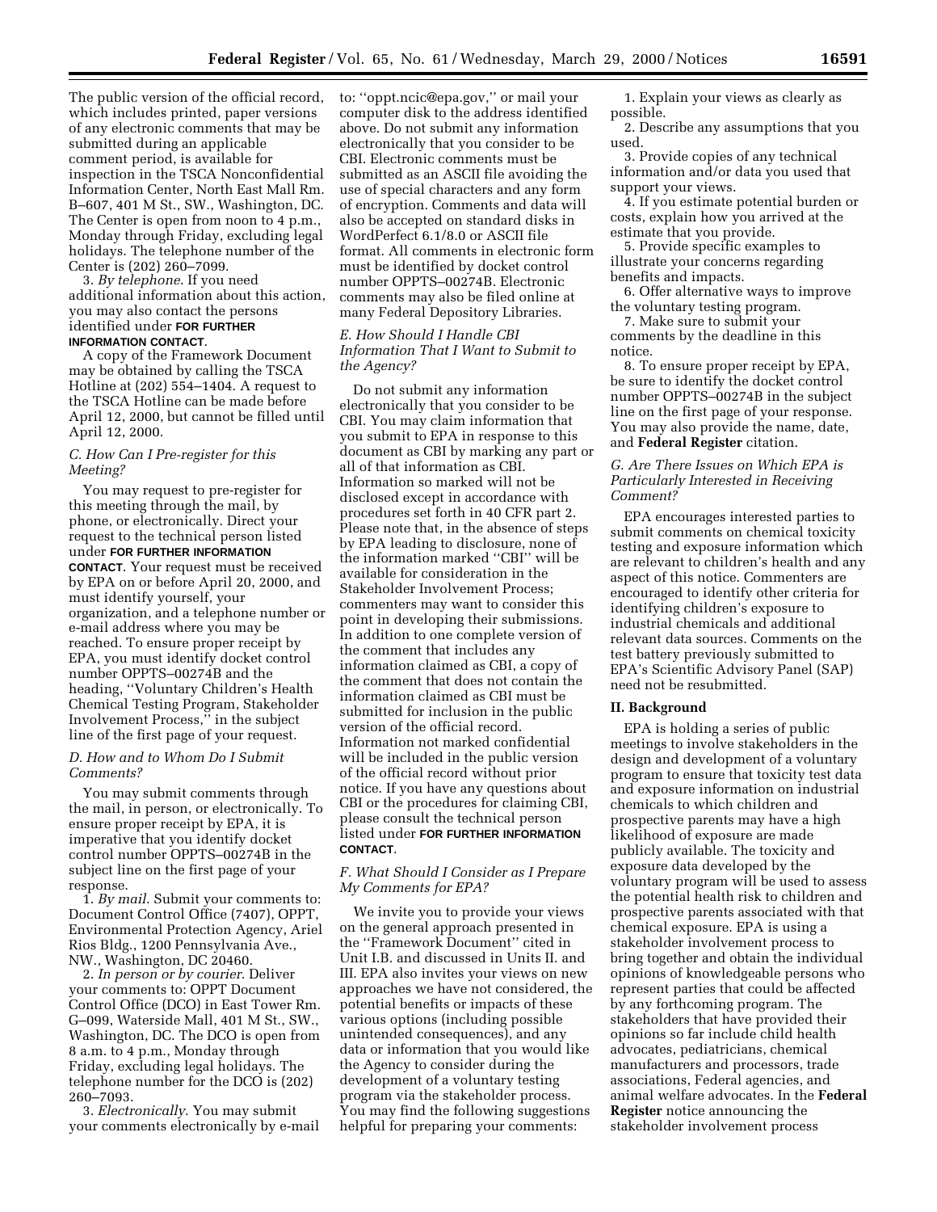The public version of the official record, which includes printed, paper versions of any electronic comments that may be submitted during an applicable comment period, is available for inspection in the TSCA Nonconfidential Information Center, North East Mall Rm. B–607, 401 M St., SW., Washington, DC. The Center is open from noon to 4 p.m., Monday through Friday, excluding legal holidays. The telephone number of the Center is (202) 260–7099.

3. *By telephone*. If you need additional information about this action, you may also contact the persons identified under **FOR FURTHER INFORMATION CONTACT**.

A copy of the Framework Document may be obtained by calling the TSCA Hotline at (202) 554–1404. A request to the TSCA Hotline can be made before April 12, 2000, but cannot be filled until April 12, 2000.

### *C. How Can I Pre-register for this Meeting?*

You may request to pre-register for this meeting through the mail, by phone, or electronically. Direct your request to the technical person listed under **FOR FURTHER INFORMATION CONTACT**. Your request must be received by EPA on or before April 20, 2000, and must identify yourself, your organization, and a telephone number or e-mail address where you may be reached. To ensure proper receipt by EPA, you must identify docket control number OPPTS–00274B and the heading, ''Voluntary Children's Health Chemical Testing Program, Stakeholder Involvement Process,'' in the subject line of the first page of your request.

### *D. How and to Whom Do I Submit Comments?*

You may submit comments through the mail, in person, or electronically. To ensure proper receipt by EPA, it is imperative that you identify docket control number OPPTS–00274B in the subject line on the first page of your response.

1. *By mail*. Submit your comments to: Document Control Office (7407), OPPT, Environmental Protection Agency, Ariel Rios Bldg., 1200 Pennsylvania Ave., NW., Washington, DC 20460.

2. *In person or by courier*. Deliver your comments to: OPPT Document Control Office (DCO) in East Tower Rm. G–099, Waterside Mall, 401 M St., SW., Washington, DC. The DCO is open from 8 a.m. to 4 p.m., Monday through Friday, excluding legal holidays. The telephone number for the DCO is (202) 260–7093.

3. *Electronically*. You may submit your comments electronically by e-mail to: ''oppt.ncic@epa.gov,'' or mail your computer disk to the address identified above. Do not submit any information electronically that you consider to be CBI. Electronic comments must be submitted as an ASCII file avoiding the use of special characters and any form of encryption. Comments and data will also be accepted on standard disks in WordPerfect 6.1/8.0 or ASCII file format. All comments in electronic form must be identified by docket control number OPPTS–00274B. Electronic comments may also be filed online at many Federal Depository Libraries.

### *E. How Should I Handle CBI Information That I Want to Submit to the Agency?*

Do not submit any information electronically that you consider to be CBI. You may claim information that you submit to EPA in response to this document as CBI by marking any part or all of that information as CBI. Information so marked will not be disclosed except in accordance with procedures set forth in 40 CFR part 2. Please note that, in the absence of steps by EPA leading to disclosure, none of the information marked ''CBI'' will be available for consideration in the Stakeholder Involvement Process; commenters may want to consider this point in developing their submissions. In addition to one complete version of the comment that includes any information claimed as CBI, a copy of the comment that does not contain the information claimed as CBI must be submitted for inclusion in the public version of the official record. Information not marked confidential will be included in the public version of the official record without prior notice. If you have any questions about CBI or the procedures for claiming CBI, please consult the technical person listed under **FOR FURTHER INFORMATION CONTACT**.

### *F. What Should I Consider as I Prepare My Comments for EPA?*

We invite you to provide your views on the general approach presented in the ''Framework Document'' cited in Unit I.B. and discussed in Units II. and III. EPA also invites your views on new approaches we have not considered, the potential benefits or impacts of these various options (including possible unintended consequences), and any data or information that you would like the Agency to consider during the development of a voluntary testing program via the stakeholder process. You may find the following suggestions helpful for preparing your comments:

1. Explain your views as clearly as possible.
2. Describe any assumptions that you used.
3. Provide copies of any technical information and/or data you used that support your views.
4. If you estimate potential burden or costs, explain how you arrived at the estimate that you provide.
5. Provide specific examples to illustrate your concerns regarding benefits and impacts.
6. Offer alternative ways to improve the voluntary testing program.
7. Make sure to submit your comments by the deadline in this notice.
8. To ensure proper receipt by EPA, be sure to identify the docket control number OPPTS–00274B in the subject line on the first page of your response. You may also provide the name, date, and **Federal Register** citation.

### *G. Are There Issues on Which EPA is Particularly Interested in Receiving Comment?*

EPA encourages interested parties to submit comments on chemical toxicity testing and exposure information which are relevant to children's health and any aspect of this notice. Commenters are encouraged to identify other criteria for identifying children's exposure to industrial chemicals and additional relevant data sources. Comments on the test battery previously submitted to EPA's Scientific Advisory Panel (SAP) need not be resubmitted.

## II. Background

EPA is holding a series of public meetings to involve stakeholders in the design and development of a voluntary program to ensure that toxicity test data and exposure information on industrial chemicals to which children and prospective parents may have a high likelihood of exposure are made publicly available. The toxicity and exposure data developed by the voluntary program will be used to assess the potential health risk to children and prospective parents associated with that chemical exposure. EPA is using a stakeholder involvement process to bring together and obtain the individual opinions of knowledgeable persons who represent parties that could be affected by any forthcoming program. The stakeholders that have provided their opinions so far include child health advocates, pediatricians, chemical manufacturers and processors, trade associations, Federal agencies, and animal welfare advocates. In the **Federal Register** notice announcing the stakeholder involvement process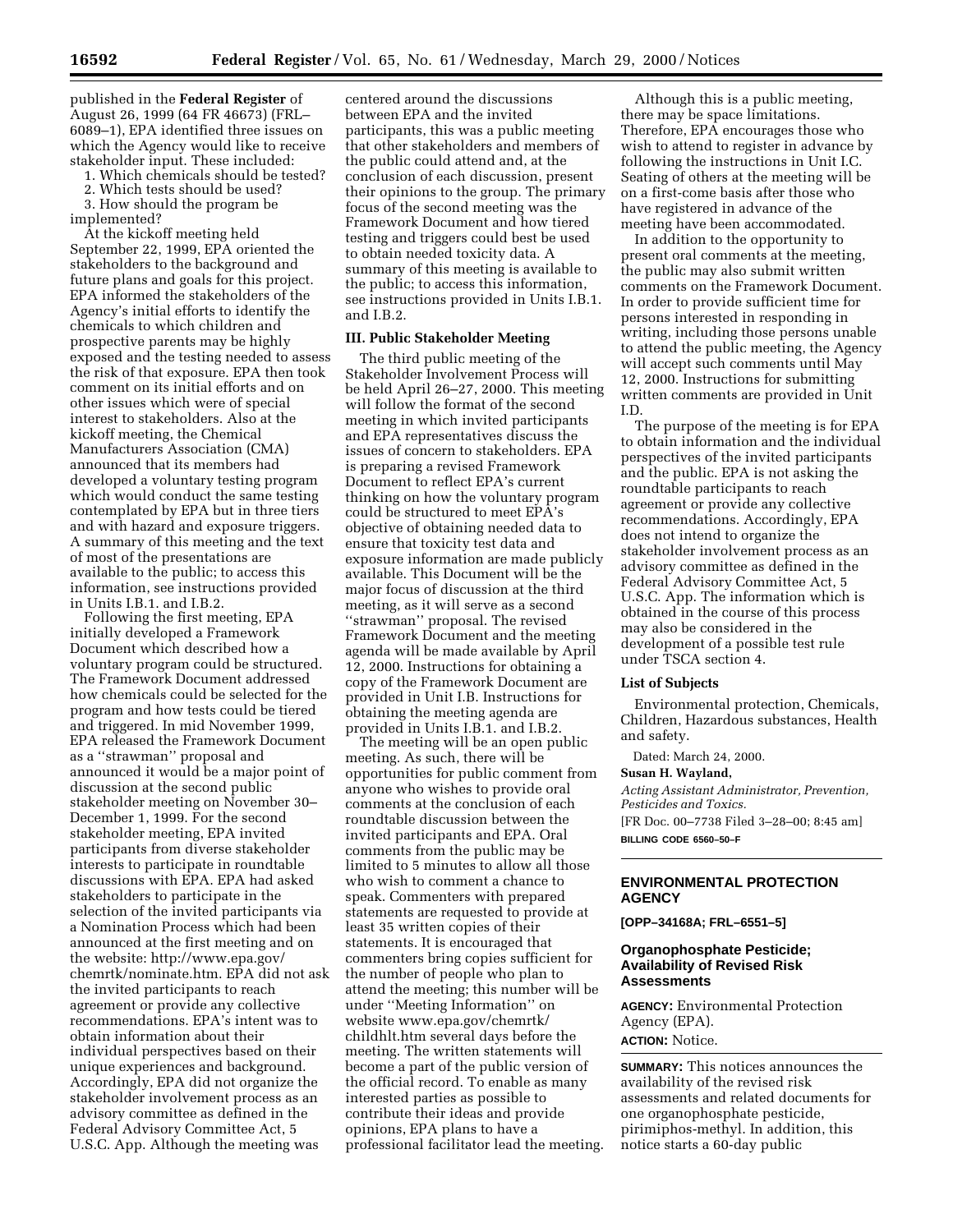published in the **Federal Register** of August 26, 1999 (64 FR 46673) (FRL–6089–1), EPA identified three issues on which the Agency would like to receive stakeholder input. These included:

1. Which chemicals should be tested?
2. Which tests should be used?
3. How should the program be implemented?

At the kickoff meeting held September 22, 1999, EPA oriented the stakeholders to the background and future plans and goals for this project. EPA informed the stakeholders of the Agency's initial efforts to identify the chemicals to which children and prospective parents may be highly exposed and the testing needed to assess the risk of that exposure. EPA then took comment on its initial efforts and on other issues which were of special interest to stakeholders. Also at the kickoff meeting, the Chemical Manufacturers Association (CMA) announced that its members had developed a voluntary testing program which would conduct the same testing contemplated by EPA but in three tiers and with hazard and exposure triggers. A summary of this meeting and the text of most of the presentations are available to the public; to access this information, see instructions provided in Units I.B.1. and I.B.2.

Following the first meeting, EPA initially developed a Framework Document which described how a voluntary program could be structured. The Framework Document addressed how chemicals could be selected for the program and how tests could be tiered and triggered. In mid November 1999, EPA released the Framework Document as a ''strawman'' proposal and announced it would be a major point of discussion at the second public stakeholder meeting on November 30–December 1, 1999. For the second stakeholder meeting, EPA invited participants from diverse stakeholder interests to participate in roundtable discussions with EPA. EPA had asked stakeholders to participate in the selection of the invited participants via a Nomination Process which had been announced at the first meeting and on the website: http://www.epa.gov/chemrtk/nominate.htm. EPA did not ask the invited participants to reach agreement or provide any collective recommendations. EPA's intent was to obtain information about their individual perspectives based on their unique experiences and background. Accordingly, EPA did not organize the stakeholder involvement process as an advisory committee as defined in the Federal Advisory Committee Act, 5 U.S.C. App. Although the meeting was centered around the discussions between EPA and the invited participants, this was a public meeting that other stakeholders and members of the public could attend and, at the conclusion of each discussion, present their opinions to the group. The primary focus of the second meeting was the Framework Document and how tiered testing and triggers could best be used to obtain needed toxicity data. A summary of this meeting is available to the public; to access this information, see instructions provided in Units I.B.1. and I.B.2.

## III. Public Stakeholder Meeting

The third public meeting of the Stakeholder Involvement Process will be held April 26–27, 2000. This meeting will follow the format of the second meeting in which invited participants and EPA representatives discuss the issues of concern to stakeholders. EPA is preparing a revised Framework Document to reflect EPA's current thinking on how the voluntary program could be structured to meet EPA's objective of obtaining needed data to ensure that toxicity test data and exposure information are made publicly available. This Document will be the major focus of discussion at the third meeting, as it will serve as a second ''strawman'' proposal. The revised Framework Document and the meeting agenda will be made available by April 12, 2000. Instructions for obtaining a copy of the Framework Document are provided in Unit I.B. Instructions for obtaining the meeting agenda are provided in Units I.B.1. and I.B.2.

The meeting will be an open public meeting. As such, there will be opportunities for public comment from anyone who wishes to provide oral comments at the conclusion of each roundtable discussion between the invited participants and EPA. Oral comments from the public may be limited to 5 minutes to allow all those who wish to comment a chance to speak. Commenters with prepared statements are requested to provide at least 35 written copies of their statements. It is encouraged that commenters bring copies sufficient for the number of people who plan to attend the meeting; this number will be under ''Meeting Information'' on website www.epa.gov/chemrtk/childhlt.htm several days before the meeting. The written statements will become a part of the public version of the official record. To enable as many interested parties as possible to contribute their ideas and provide opinions, EPA plans to have a professional facilitator lead the meeting.

Although this is a public meeting, there may be space limitations. Therefore, EPA encourages those who wish to attend to register in advance by following the instructions in Unit I.C. Seating of others at the meeting will be on a first-come basis after those who have registered in advance of the meeting have been accommodated.

In addition to the opportunity to present oral comments at the meeting, the public may also submit written comments on the Framework Document. In order to provide sufficient time for persons interested in responding in writing, including those persons unable to attend the public meeting, the Agency will accept such comments until May 12, 2000. Instructions for submitting written comments are provided in Unit I.D.

The purpose of the meeting is for EPA to obtain information and the individual perspectives of the invited participants and the public. EPA is not asking the roundtable participants to reach agreement or provide any collective recommendations. Accordingly, EPA does not intend to organize the stakeholder involvement process as an advisory committee as defined in the Federal Advisory Committee Act, 5 U.S.C. App. The information which is obtained in the course of this process may also be considered in the development of a possible test rule under TSCA section 4.

### List of Subjects

Environmental protection, Chemicals, Children, Hazardous substances, Health and safety.

Dated: March 24, 2000.

**Susan H. Wayland,**

*Acting Assistant Administrator, Prevention, Pesticides and Toxics.*

[FR Doc. 00–7738 Filed 3–28–00; 8:45 am]

**BILLING CODE 6560–50–F**

---

## ENVIRONMENTAL PROTECTION AGENCY

**[OPP–34168A; FRL–6551–5]**

## Organophosphate Pesticide; Availability of Revised Risk Assessments

**AGENCY:** Environmental Protection Agency (EPA).

**ACTION:** Notice.

**SUMMARY:** This notices announces the availability of the revised risk assessments and related documents for one organophosphate pesticide, pirimiphos-methyl. In addition, this notice starts a 60-day public